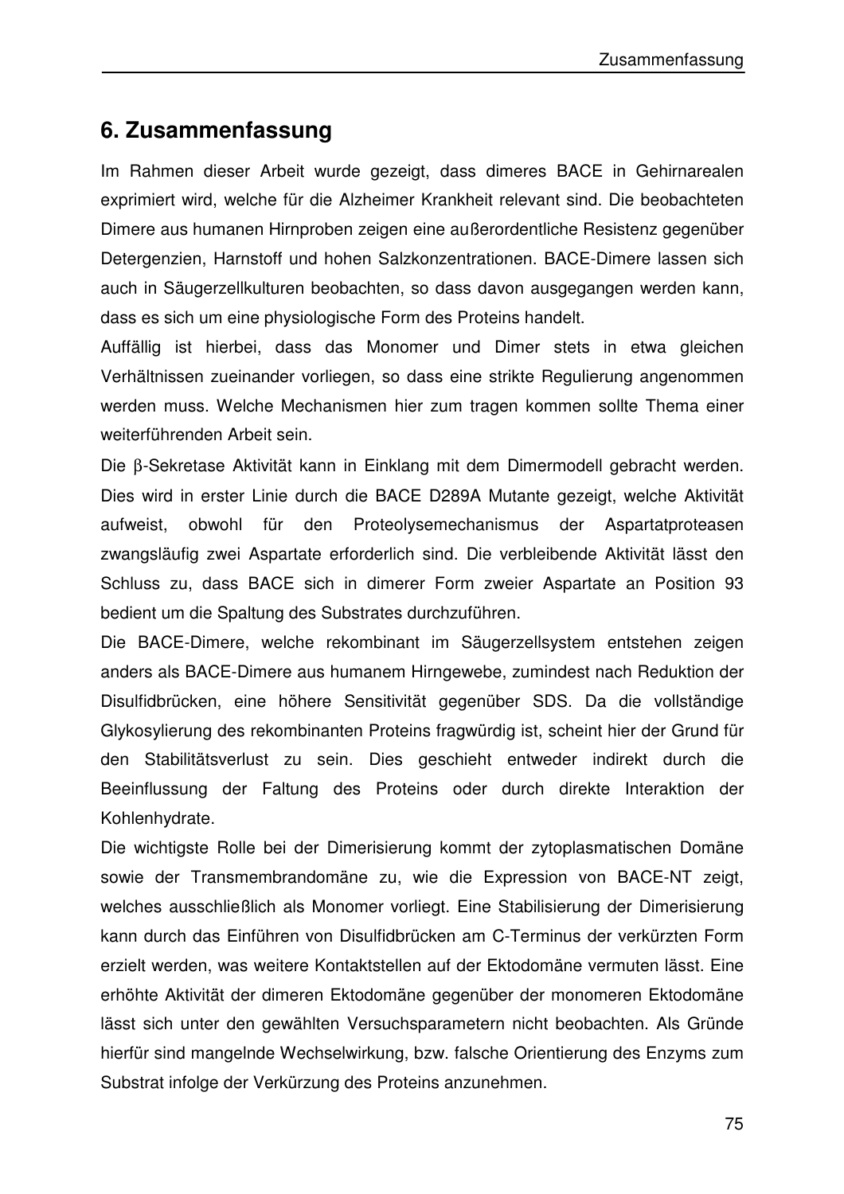# 6. Zusammenfassung

Im Rahmen dieser Arbeit wurde gezeigt, dass dimeres BACE in Gehirnarealen exprimiert wird, welche für die Alzheimer Krankheit relevant sind. Die beobachteten Dimere aus humanen Hirnproben zeigen eine außerordentliche Resistenz gegenüber Detergenzien, Harnstoff und hohen Salzkonzentrationen. BACE-Dimere lassen sich auch in Säugerzellkulturen beobachten, so dass davon ausgegangen werden kann, dass es sich um eine physiologische Form des Proteins handelt.

Auffällig ist hierbei, dass das Monomer und Dimer stets in etwa gleichen Verhältnissen zueinander vorliegen, so dass eine strikte Regulierung angenommen werden muss. Welche Mechanismen hier zum tragen kommen sollte Thema einer weiterführenden Arbeit sein.

Die β-Sekretase Aktivität kann in Einklang mit dem Dimermodell gebracht werden. Dies wird in erster Linie durch die BACE D289A Mutante gezeigt, welche Aktivität aufweist, obwohl für den Proteolysemechanismus der Aspartatproteasen zwangsläufig zwei Aspartate erforderlich sind. Die verbleibende Aktivität lässt den Schluss zu, dass BACE sich in dimerer Form zweier Aspartate an Position 93 bedient um die Spaltung des Substrates durchzuführen.

Die BACE-Dimere, welche rekombinant im Säugerzellsystem entstehen zeigen anders als BACE-Dimere aus humanem Hirngewebe, zumindest nach Reduktion der Disulfidbrücken, eine höhere Sensitivität gegenüber SDS. Da die vollständige Glykosylierung des rekombinanten Proteins fragwürdig ist, scheint hier der Grund für den Stabilitätsverlust zu sein. Dies geschieht entweder indirekt durch die Beeinflussung der Faltung des Proteins oder durch direkte Interaktion der Kohlenhydrate.

Die wichtigste Rolle bei der Dimerisierung kommt der zytoplasmatischen Domäne sowie der Transmembrandomäne zu, wie die Expression von BACE-NT zeigt, welches ausschließlich als Monomer vorliegt. Eine Stabilisierung der Dimerisierung kann durch das Einführen von Disulfidbrücken am C-Terminus der verkürzten Form erzielt werden, was weitere Kontaktstellen auf der Ektodomäne vermuten lässt. Eine erhöhte Aktivität der dimeren Ektodomäne gegenüber der monomeren Ektodomäne lässt sich unter den gewählten Versuchsparametern nicht beobachten. Als Gründe hierfür sind mangelnde Wechselwirkung, bzw. falsche Orientierung des Enzyms zum Substrat infolge der Verkürzung des Proteins anzunehmen.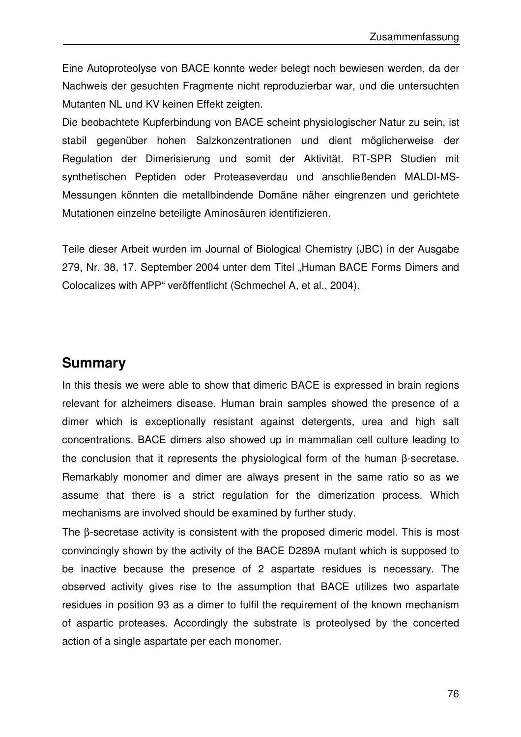Eine Autoproteolyse von BACE konnte weder belegt noch bewiesen werden, da der Nachweis der gesuchten Fragmente nicht reproduzierbar war, und die untersuchten Mutanten NL und KV keinen Effekt zeigten.

Die beobachtete Kupferbindung von BACE scheint physiologischer Natur zu sein, ist stabil gegenüber hohen Salzkonzentrationen und dient möglicherweise der Regulation der Dimerisierung und somit der Aktivität. RT-SPR Studien mit synthetischen Peptiden oder Proteaseverdau und anschließenden MALDI-MS-Messungen könnten die metallbindende Domäne näher eingrenzen und gerichtete Mutationen einzelne beteiligte Aminosäuren identifizieren.

Teile dieser Arbeit wurden im Journal of Biological Chemistry (JBC) in der Ausgabe 279, Nr. 38, 17. September 2004 unter dem Titel „Human BACE Forms Dimers and Colocalizes with APP" veröffentlicht (Schmechel A, et al., 2004).

## Summary

In this thesis we were able to show that dimeric BACE is expressed in brain regions relevant for alzheimers disease. Human brain samples showed the presence of a dimer which is exceptionally resistant against detergents, urea and high salt concentrations. BACE dimers also showed up in mammalian cell culture leading to the conclusion that it represents the physiological form of the human β-secretase. Remarkably monomer and dimer are always present in the same ratio so as we assume that there is a strict regulation for the dimerization process. Which mechanisms are involved should be examined by further study.

The β-secretase activity is consistent with the proposed dimeric model. This is most convincingly shown by the activity of the BACE D289A mutant which is supposed to be inactive because the presence of 2 aspartate residues is necessary. The observed activity gives rise to the assumption that BACE utilizes two aspartate residues in position 93 as a dimer to fulfil the requirement of the known mechanism of aspartic proteases. Accordingly the substrate is proteolysed by the concerted action of a single aspartate per each monomer.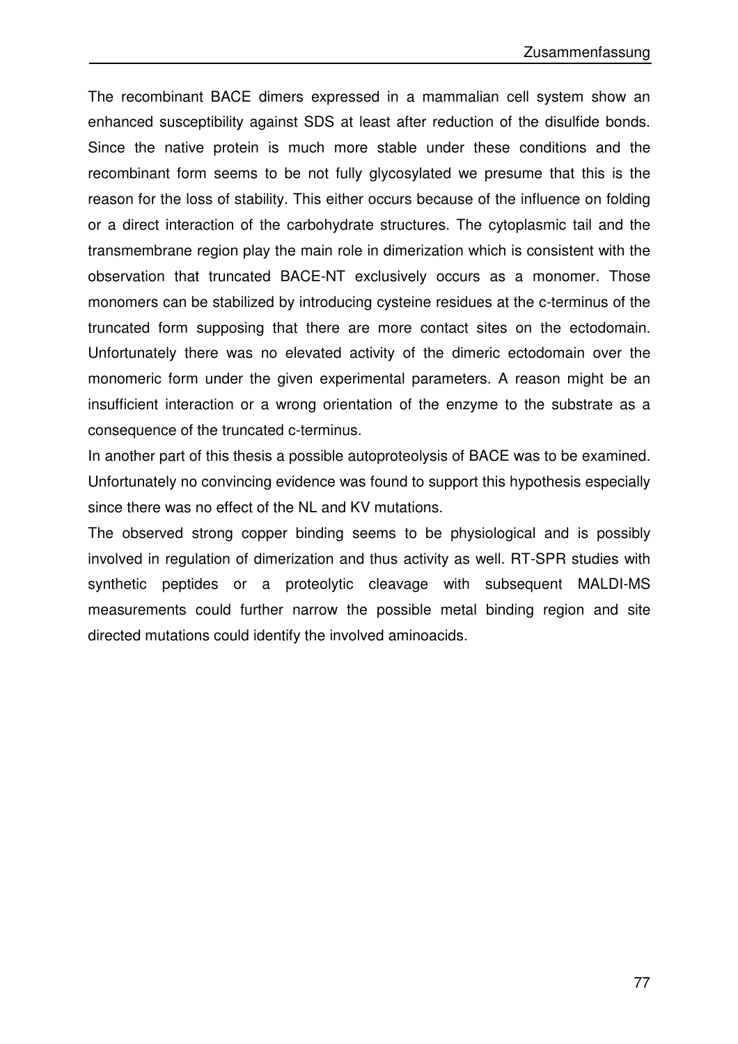The recombinant BACE dimers expressed in a mammalian cell system show an enhanced susceptibility against SDS at least after reduction of the disulfide bonds. Since the native protein is much more stable under these conditions and the recombinant form seems to be not fully glycosylated we presume that this is the reason for the loss of stability. This either occurs because of the influence on folding or a direct interaction of the carbohydrate structures. The cytoplasmic tail and the transmembrane region play the main role in dimerization which is consistent with the observation that truncated BACE-NT exclusively occurs as a monomer. Those monomers can be stabilized by introducing cysteine residues at the c-terminus of the truncated form supposing that there are more contact sites on the ectodomain. Unfortunately there was no elevated activity of the dimeric ectodomain over the monomeric form under the given experimental parameters. A reason might be an insufficient interaction or a wrong orientation of the enzyme to the substrate as a consequence of the truncated c-terminus.

In another part of this thesis a possible autoproteolysis of BACE was to be examined. Unfortunately no convincing evidence was found to support this hypothesis especially since there was no effect of the NL and KV mutations.

The observed strong copper binding seems to be physiological and is possibly involved in regulation of dimerization and thus activity as well. RT-SPR studies with synthetic peptides or a proteolytic cleavage with subsequent MALDI-MS measurements could further narrow the possible metal binding region and site directed mutations could identify the involved aminoacids.